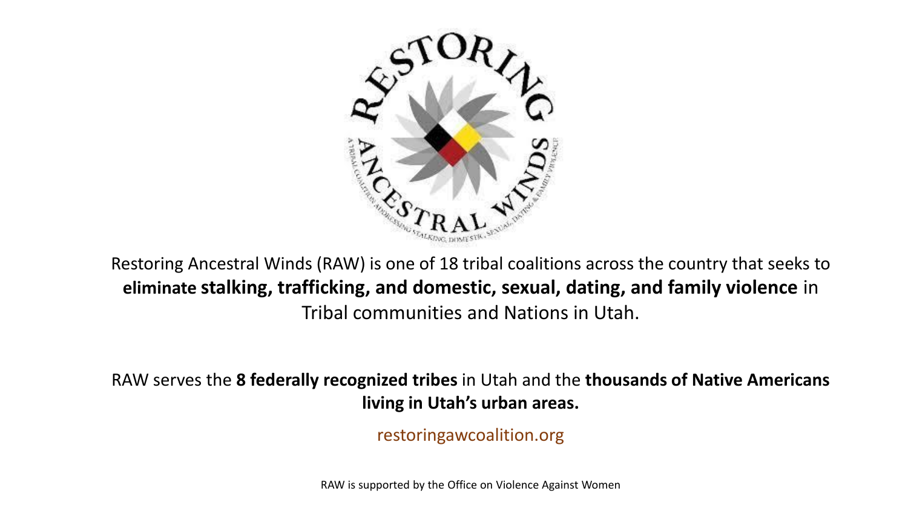Restoring Ancestral Winds (RAW) is one of 18 tribal coalitions across the country that seeks to **eliminate stalking, trafficking, and domestic, sexual, dating, and family violence** in Tribal communities and Nations in Utah.

RAW serves the **8 federally recognized tribes** in Utah and the **thousands of Native Americans living in Utah's urban areas.**

restoringawcoalition.org

RAW is supported by the Office on Violence Against Women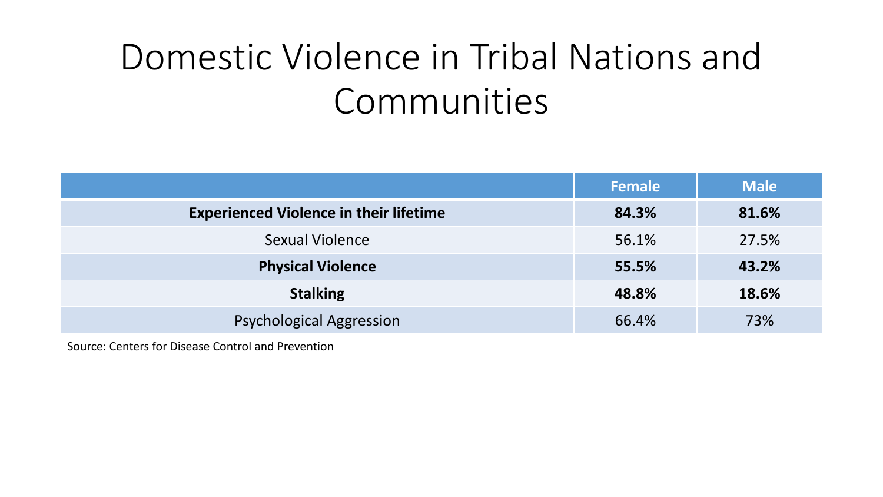# Domestic Violence in Tribal Nations and Communities

| | Female | Male |
|---|---|---|
| **Experienced Violence in their lifetime** | **84.3%** | **81.6%** |
| Sexual Violence | 56.1% | 27.5% |
| **Physical Violence** | **55.5%** | **43.2%** |
| **Stalking** | **48.8%** | **18.6%** |
| Psychological Aggression | 66.4% | 73% |

Source: Centers for Disease Control and Prevention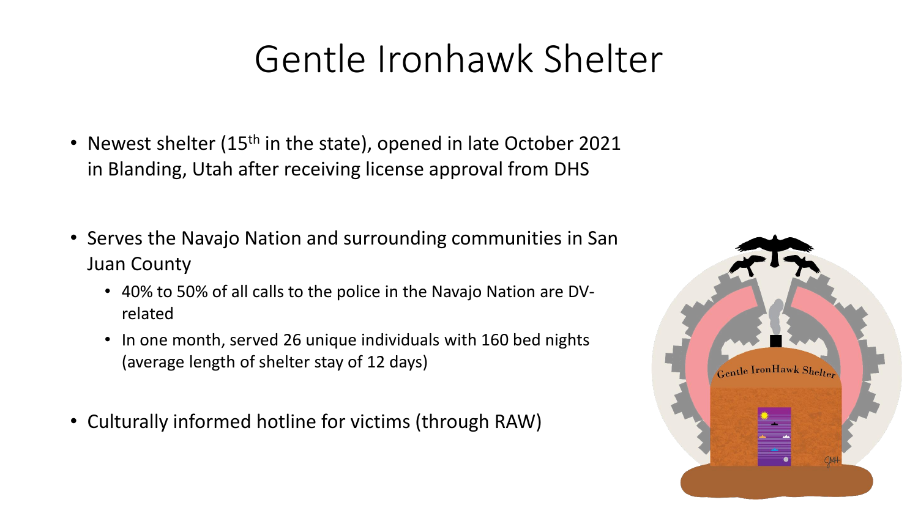# Gentle Ironhawk Shelter

- Newest shelter (15th in the state), opened in late October 2021 in Blanding, Utah after receiving license approval from DHS
- Serves the Navajo Nation and surrounding communities in San Juan County
  - 40% to 50% of all calls to the police in the Navajo Nation are DV-related
  - In one month, served 26 unique individuals with 160 bed nights (average length of shelter stay of 12 days)
- Culturally informed hotline for victims (through RAW)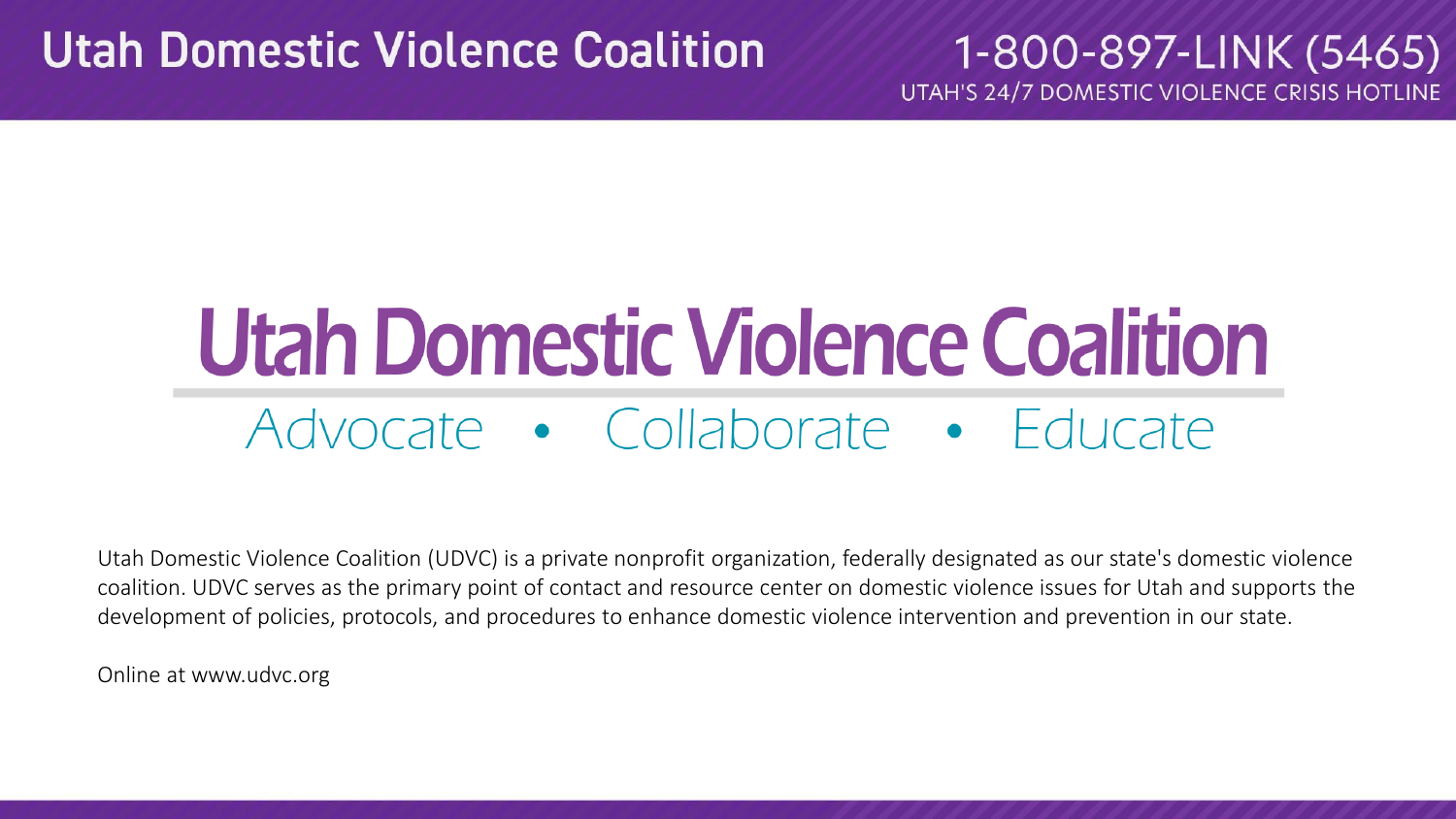# Utah Domestic Violence Coalition

Advocate • Collaborate • Educate

Utah Domestic Violence Coalition (UDVC) is a private nonprofit organization, federally designated as our state's domestic violence coalition. UDVC serves as the primary point of contact and resource center on domestic violence issues for Utah and supports the development of policies, protocols, and procedures to enhance domestic violence intervention and prevention in our state.

Online at www.udvc.org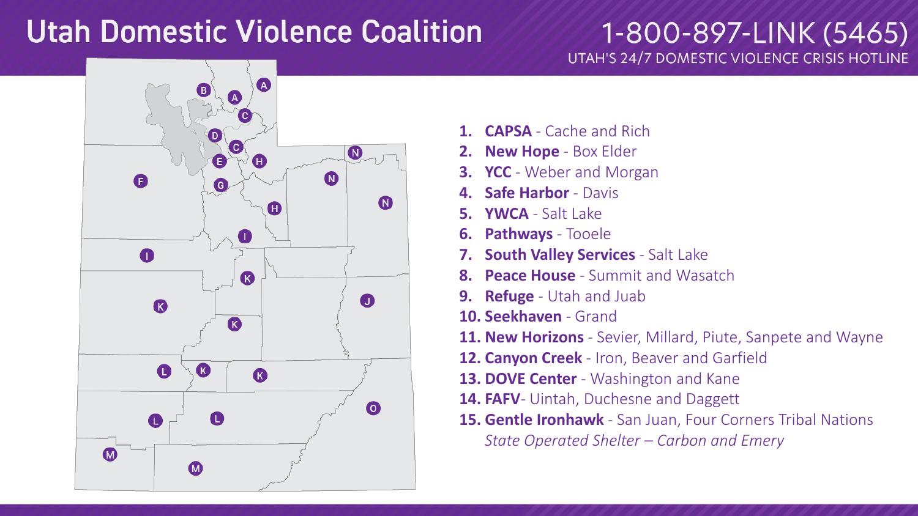# Utah Domestic Violence Coalition

## 1-800-897-LINK (5465)

UTAH'S 24/7 DOMESTIC VIOLENCE CRISIS HOTLINE

1. **CAPSA** - Cache and Rich
2. **New Hope** - Box Elder
3. **YCC** - Weber and Morgan
4. **Safe Harbor** - Davis
5. **YWCA** - Salt Lake
6. **Pathways** - Tooele
7. **South Valley Services** - Salt Lake
8. **Peace House** - Summit and Wasatch
9. **Refuge** - Utah and Juab
10. **Seekhaven** - Grand
11. **New Horizons** - Sevier, Millard, Piute, Sanpete and Wayne
12. **Canyon Creek** - Iron, Beaver and Garfield
13. **DOVE Center** - Washington and Kane
14. **FAFV**- Uintah, Duchesne and Daggett
15. **Gentle Ironhawk** - San Juan, Four Corners Tribal Nations

    *State Operated Shelter – Carbon and Emery*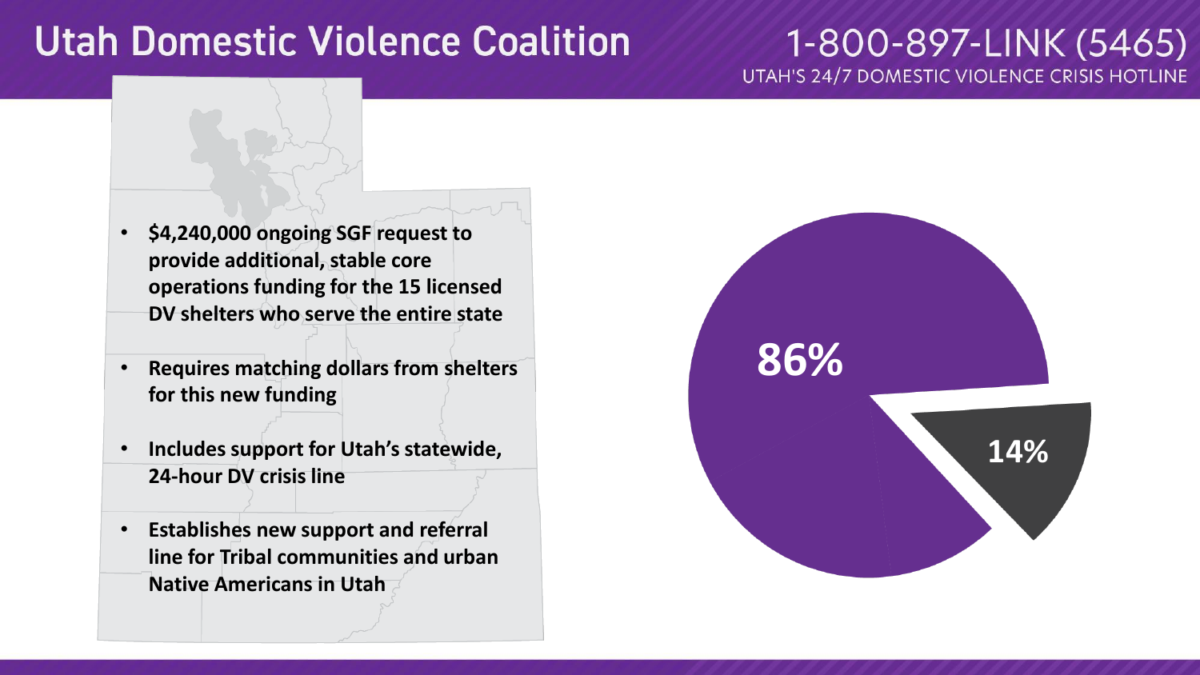# Utah Domestic Violence Coalition

1-800-897-LINK (5465)
UTAH'S 24/7 DOMESTIC VIOLENCE CRISIS HOTLINE

- **$4,240,000 ongoing SGF request to provide additional, stable core operations funding for the 15 licensed DV shelters who serve the entire state**
- **Requires matching dollars from shelters for this new funding**
- **Includes support for Utah's statewide, 24-hour DV crisis line**
- **Establishes new support and referral line for Tribal communities and urban Native Americans in Utah**

86%

14%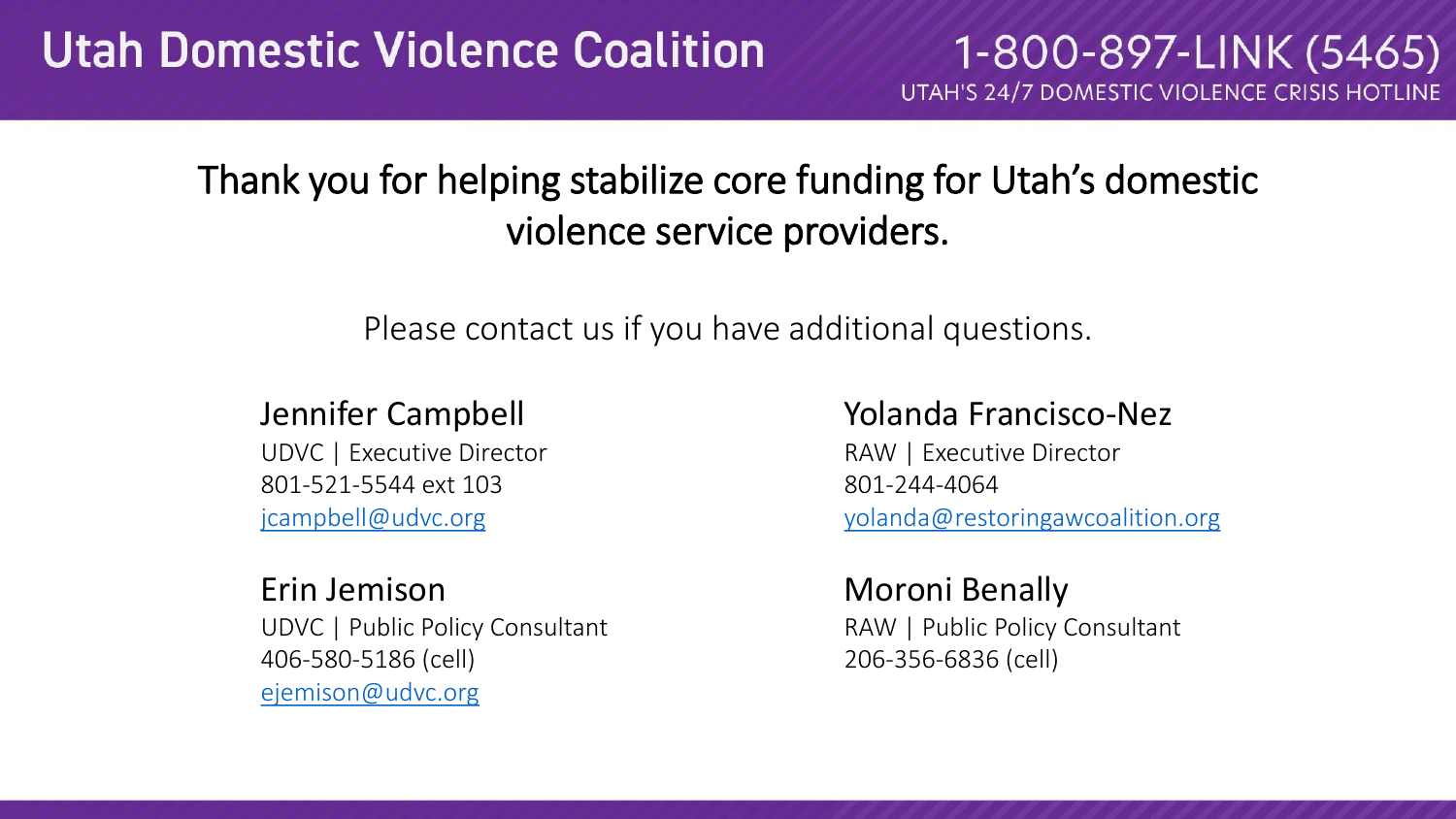Utah Domestic Violence Coalition

1-800-897-LINK (5465)
UTAH'S 24/7 DOMESTIC VIOLENCE CRISIS HOTLINE

## Thank you for helping stabilize core funding for Utah's domestic violence service providers.

Please contact us if you have additional questions.

Jennifer Campbell
UDVC | Executive Director
801-521-5544 ext 103
jcampbell@udvc.org

Erin Jemison
UDVC | Public Policy Consultant
406-580-5186 (cell)
ejemison@udvc.org

Yolanda Francisco-Nez
RAW | Executive Director
801-244-4064
yolanda@restoringawcoalition.org

Moroni Benally
RAW | Public Policy Consultant
206-356-6836 (cell)